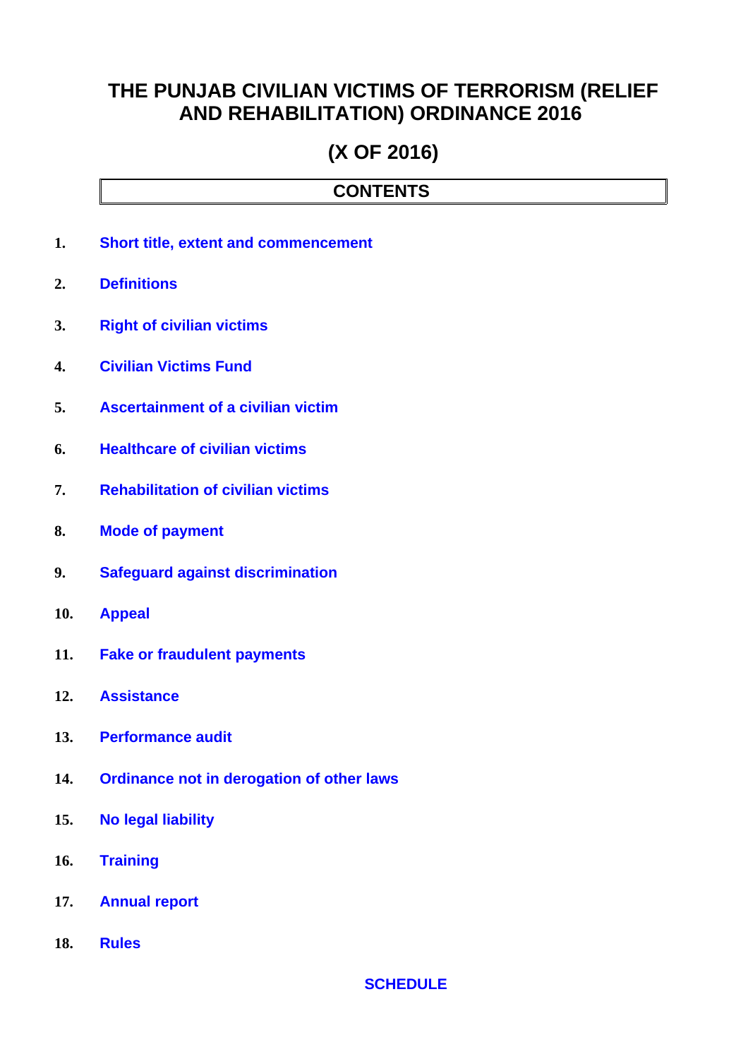# THE PUNJAB CIVILIAN VICTIMS OF TERRORISM (RELIEF AND REHABILITATION) ORDINANCE 2016

## (X OF 2016)

### CONTENTS

1. Short title, extent and commencement
2. Definitions
3. Right of civilian victims
4. Civilian Victims Fund
5. Ascertainment of a civilian victim
6. Healthcare of civilian victims
7. Rehabilitation of civilian victims
8. Mode of payment
9. Safeguard against discrimination
10. Appeal
11. Fake or fraudulent payments
12. Assistance
13. Performance audit
14. Ordinance not in derogation of other laws
15. No legal liability
16. Training
17. Annual report
18. Rules

SCHEDULE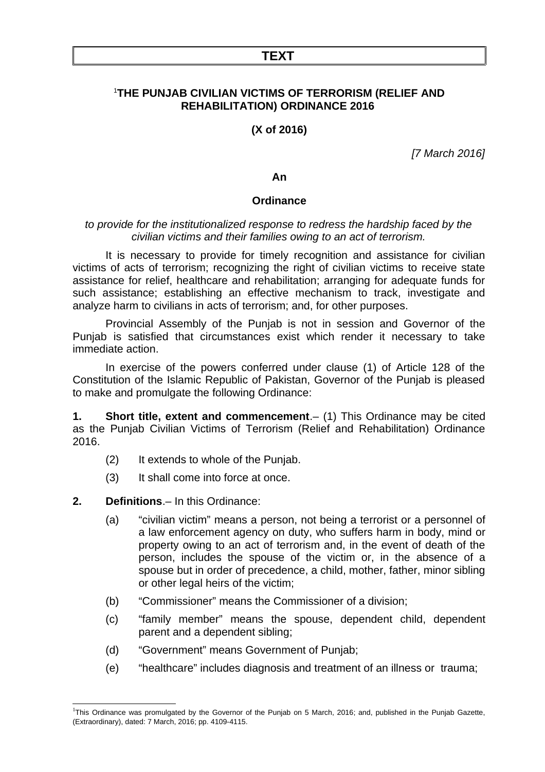# TEXT

## [1]THE PUNJAB CIVILIAN VICTIMS OF TERRORISM (RELIEF AND REHABILITATION) ORDINANCE 2016

**(X of 2016)**

*[7 March 2016]*

**An**

**Ordinance**

*to provide for the institutionalized response to redress the hardship faced by the civilian victims and their families owing to an act of terrorism.*

It is necessary to provide for timely recognition and assistance for civilian victims of acts of terrorism; recognizing the right of civilian victims to receive state assistance for relief, healthcare and rehabilitation; arranging for adequate funds for such assistance; establishing an effective mechanism to track, investigate and analyze harm to civilians in acts of terrorism; and, for other purposes.

Provincial Assembly of the Punjab is not in session and Governor of the Punjab is satisfied that circumstances exist which render it necessary to take immediate action.

In exercise of the powers conferred under clause (1) of Article 128 of the Constitution of the Islamic Republic of Pakistan, Governor of the Punjab is pleased to make and promulgate the following Ordinance:

**1. Short title, extent and commencement**.– (1) This Ordinance may be cited as the Punjab Civilian Victims of Terrorism (Relief and Rehabilitation) Ordinance 2016.

(2) It extends to whole of the Punjab.

(3) It shall come into force at once.

**2. Definitions**.– In this Ordinance:

(a) "civilian victim" means a person, not being a terrorist or a personnel of a law enforcement agency on duty, who suffers harm in body, mind or property owing to an act of terrorism and, in the event of death of the person, includes the spouse of the victim or, in the absence of a spouse but in order of precedence, a child, mother, father, minor sibling or other legal heirs of the victim;

(b) "Commissioner" means the Commissioner of a division;

(c) "family member" means the spouse, dependent child, dependent parent and a dependent sibling;

(d) "Government" means Government of Punjab;

(e) "healthcare" includes diagnosis and treatment of an illness or trauma;

---

[1]This Ordinance was promulgated by the Governor of the Punjab on 5 March, 2016; and, published in the Punjab Gazette, (Extraordinary), dated: 7 March, 2016; pp. 4109-4115.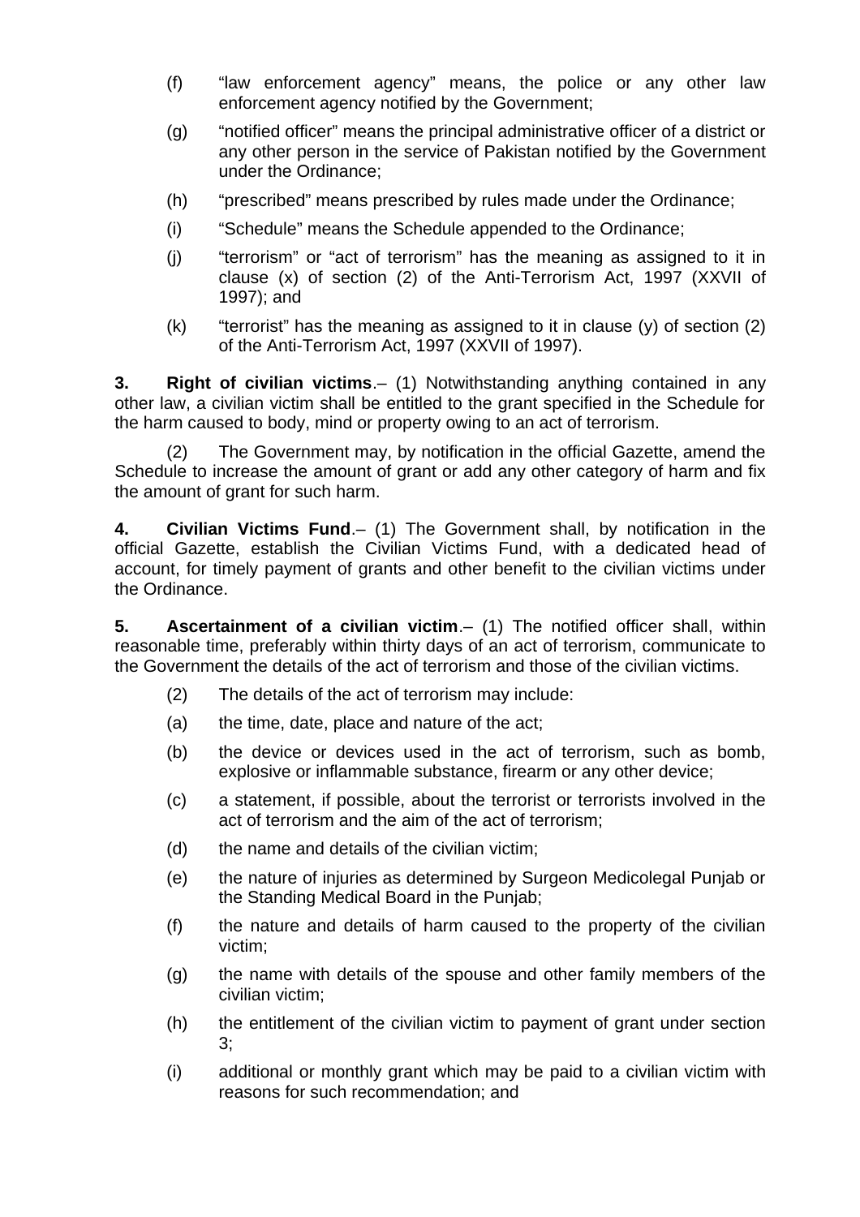(f) "law enforcement agency" means, the police or any other law enforcement agency notified by the Government;

(g) "notified officer" means the principal administrative officer of a district or any other person in the service of Pakistan notified by the Government under the Ordinance;

(h) "prescribed" means prescribed by rules made under the Ordinance;

(i) "Schedule" means the Schedule appended to the Ordinance;

(j) "terrorism" or "act of terrorism" has the meaning as assigned to it in clause (x) of section (2) of the Anti-Terrorism Act, 1997 (XXVII of 1997); and

(k) "terrorist" has the meaning as assigned to it in clause (y) of section (2) of the Anti-Terrorism Act, 1997 (XXVII of 1997).

**3. Right of civilian victims**.– (1) Notwithstanding anything contained in any other law, a civilian victim shall be entitled to the grant specified in the Schedule for the harm caused to body, mind or property owing to an act of terrorism.

(2) The Government may, by notification in the official Gazette, amend the Schedule to increase the amount of grant or add any other category of harm and fix the amount of grant for such harm.

**4. Civilian Victims Fund**.– (1) The Government shall, by notification in the official Gazette, establish the Civilian Victims Fund, with a dedicated head of account, for timely payment of grants and other benefit to the civilian victims under the Ordinance.

**5. Ascertainment of a civilian victim**.– (1) The notified officer shall, within reasonable time, preferably within thirty days of an act of terrorism, communicate to the Government the details of the act of terrorism and those of the civilian victims.

(2) The details of the act of terrorism may include:

(a) the time, date, place and nature of the act;

(b) the device or devices used in the act of terrorism, such as bomb, explosive or inflammable substance, firearm or any other device;

(c) a statement, if possible, about the terrorist or terrorists involved in the act of terrorism and the aim of the act of terrorism;

(d) the name and details of the civilian victim;

(e) the nature of injuries as determined by Surgeon Medicolegal Punjab or the Standing Medical Board in the Punjab;

(f) the nature and details of harm caused to the property of the civilian victim;

(g) the name with details of the spouse and other family members of the civilian victim;

(h) the entitlement of the civilian victim to payment of grant under section 3;

(i) additional or monthly grant which may be paid to a civilian victim with reasons for such recommendation; and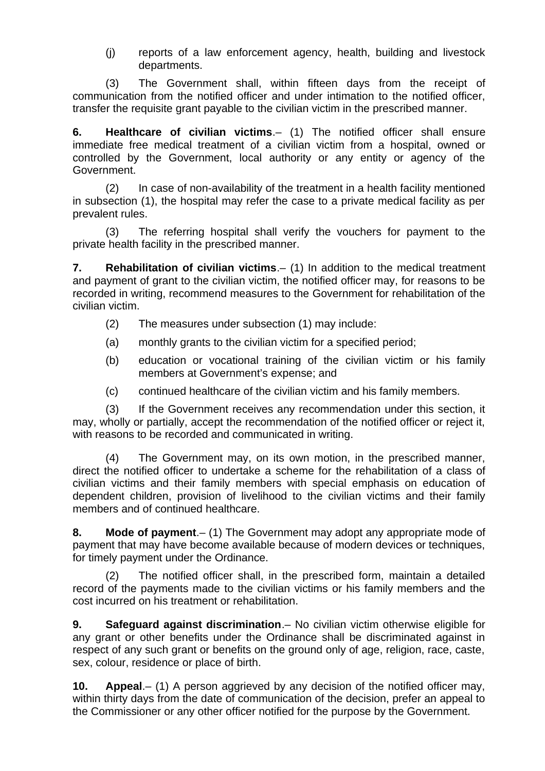(j) reports of a law enforcement agency, health, building and livestock departments.

(3) The Government shall, within fifteen days from the receipt of communication from the notified officer and under intimation to the notified officer, transfer the requisite grant payable to the civilian victim in the prescribed manner.

**6. Healthcare of civilian victims**.– (1) The notified officer shall ensure immediate free medical treatment of a civilian victim from a hospital, owned or controlled by the Government, local authority or any entity or agency of the Government.

(2) In case of non-availability of the treatment in a health facility mentioned in subsection (1), the hospital may refer the case to a private medical facility as per prevalent rules.

(3) The referring hospital shall verify the vouchers for payment to the private health facility in the prescribed manner.

**7. Rehabilitation of civilian victims**.– (1) In addition to the medical treatment and payment of grant to the civilian victim, the notified officer may, for reasons to be recorded in writing, recommend measures to the Government for rehabilitation of the civilian victim.

(2) The measures under subsection (1) may include:

(a) monthly grants to the civilian victim for a specified period;

(b) education or vocational training of the civilian victim or his family members at Government's expense; and

(c) continued healthcare of the civilian victim and his family members.

(3) If the Government receives any recommendation under this section, it may, wholly or partially, accept the recommendation of the notified officer or reject it, with reasons to be recorded and communicated in writing.

(4) The Government may, on its own motion, in the prescribed manner, direct the notified officer to undertake a scheme for the rehabilitation of a class of civilian victims and their family members with special emphasis on education of dependent children, provision of livelihood to the civilian victims and their family members and of continued healthcare.

**8. Mode of payment**.– (1) The Government may adopt any appropriate mode of payment that may have become available because of modern devices or techniques, for timely payment under the Ordinance.

(2) The notified officer shall, in the prescribed form, maintain a detailed record of the payments made to the civilian victims or his family members and the cost incurred on his treatment or rehabilitation.

**9. Safeguard against discrimination**.– No civilian victim otherwise eligible for any grant or other benefits under the Ordinance shall be discriminated against in respect of any such grant or benefits on the ground only of age, religion, race, caste, sex, colour, residence or place of birth.

**10. Appeal**.– (1) A person aggrieved by any decision of the notified officer may, within thirty days from the date of communication of the decision, prefer an appeal to the Commissioner or any other officer notified for the purpose by the Government.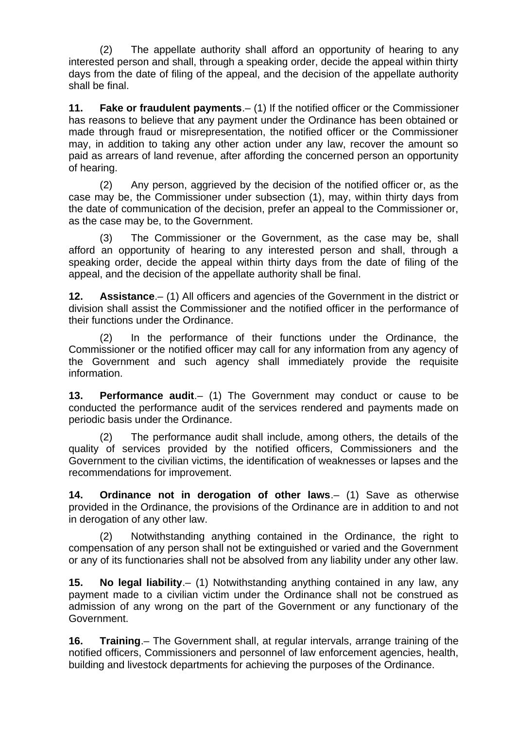(2) The appellate authority shall afford an opportunity of hearing to any interested person and shall, through a speaking order, decide the appeal within thirty days from the date of filing of the appeal, and the decision of the appellate authority shall be final.

**11. Fake or fraudulent payments**.– (1) If the notified officer or the Commissioner has reasons to believe that any payment under the Ordinance has been obtained or made through fraud or misrepresentation, the notified officer or the Commissioner may, in addition to taking any other action under any law, recover the amount so paid as arrears of land revenue, after affording the concerned person an opportunity of hearing.

(2) Any person, aggrieved by the decision of the notified officer or, as the case may be, the Commissioner under subsection (1), may, within thirty days from the date of communication of the decision, prefer an appeal to the Commissioner or, as the case may be, to the Government.

(3) The Commissioner or the Government, as the case may be, shall afford an opportunity of hearing to any interested person and shall, through a speaking order, decide the appeal within thirty days from the date of filing of the appeal, and the decision of the appellate authority shall be final.

**12. Assistance**.– (1) All officers and agencies of the Government in the district or division shall assist the Commissioner and the notified officer in the performance of their functions under the Ordinance.

(2) In the performance of their functions under the Ordinance, the Commissioner or the notified officer may call for any information from any agency of the Government and such agency shall immediately provide the requisite information.

**13. Performance audit**.– (1) The Government may conduct or cause to be conducted the performance audit of the services rendered and payments made on periodic basis under the Ordinance.

(2) The performance audit shall include, among others, the details of the quality of services provided by the notified officers, Commissioners and the Government to the civilian victims, the identification of weaknesses or lapses and the recommendations for improvement.

**14. Ordinance not in derogation of other laws**.– (1) Save as otherwise provided in the Ordinance, the provisions of the Ordinance are in addition to and not in derogation of any other law.

(2) Notwithstanding anything contained in the Ordinance, the right to compensation of any person shall not be extinguished or varied and the Government or any of its functionaries shall not be absolved from any liability under any other law.

**15. No legal liability**.– (1) Notwithstanding anything contained in any law, any payment made to a civilian victim under the Ordinance shall not be construed as admission of any wrong on the part of the Government or any functionary of the Government.

**16. Training**.– The Government shall, at regular intervals, arrange training of the notified officers, Commissioners and personnel of law enforcement agencies, health, building and livestock departments for achieving the purposes of the Ordinance.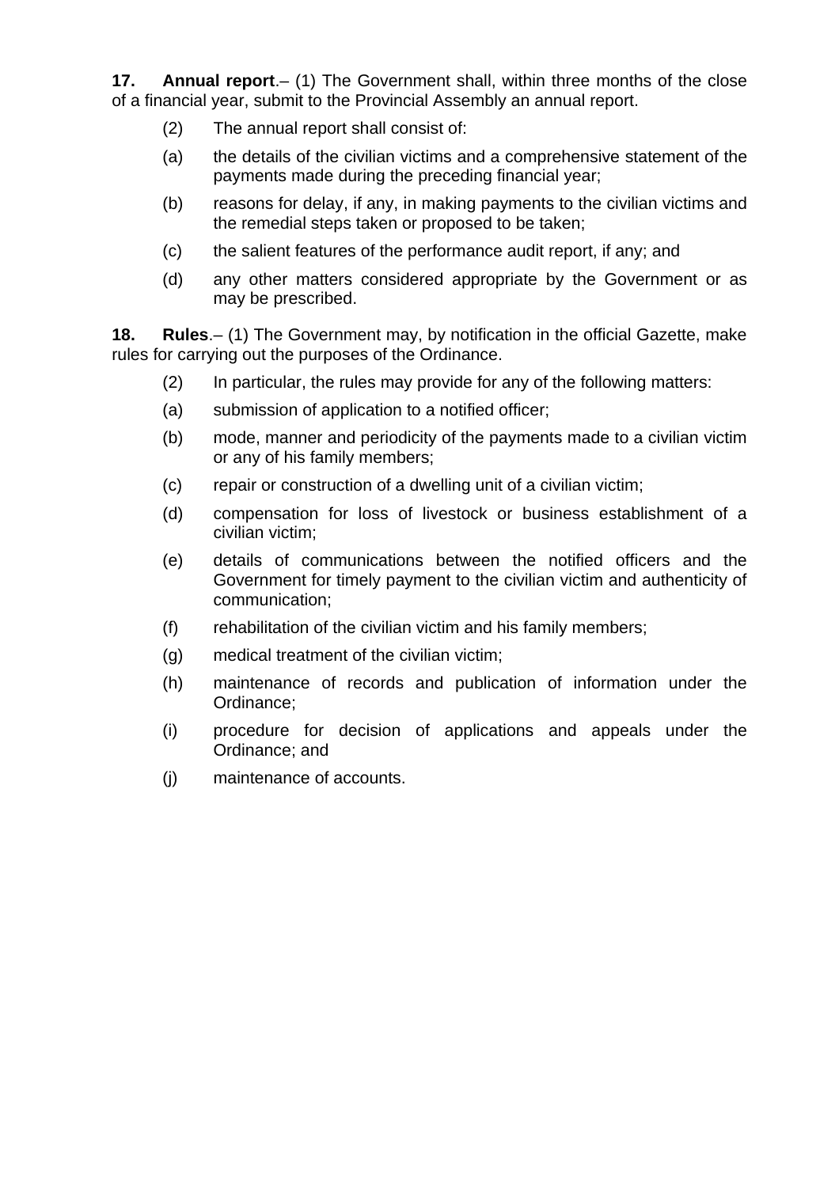**17. Annual report**.– (1) The Government shall, within three months of the close of a financial year, submit to the Provincial Assembly an annual report.

(2) The annual report shall consist of:

(a) the details of the civilian victims and a comprehensive statement of the payments made during the preceding financial year;

(b) reasons for delay, if any, in making payments to the civilian victims and the remedial steps taken or proposed to be taken;

(c) the salient features of the performance audit report, if any; and

(d) any other matters considered appropriate by the Government or as may be prescribed.

**18. Rules**.– (1) The Government may, by notification in the official Gazette, make rules for carrying out the purposes of the Ordinance.

(2) In particular, the rules may provide for any of the following matters:

(a) submission of application to a notified officer;

(b) mode, manner and periodicity of the payments made to a civilian victim or any of his family members;

(c) repair or construction of a dwelling unit of a civilian victim;

(d) compensation for loss of livestock or business establishment of a civilian victim;

(e) details of communications between the notified officers and the Government for timely payment to the civilian victim and authenticity of communication;

(f) rehabilitation of the civilian victim and his family members;

(g) medical treatment of the civilian victim;

(h) maintenance of records and publication of information under the Ordinance;

(i) procedure for decision of applications and appeals under the Ordinance; and

(j) maintenance of accounts.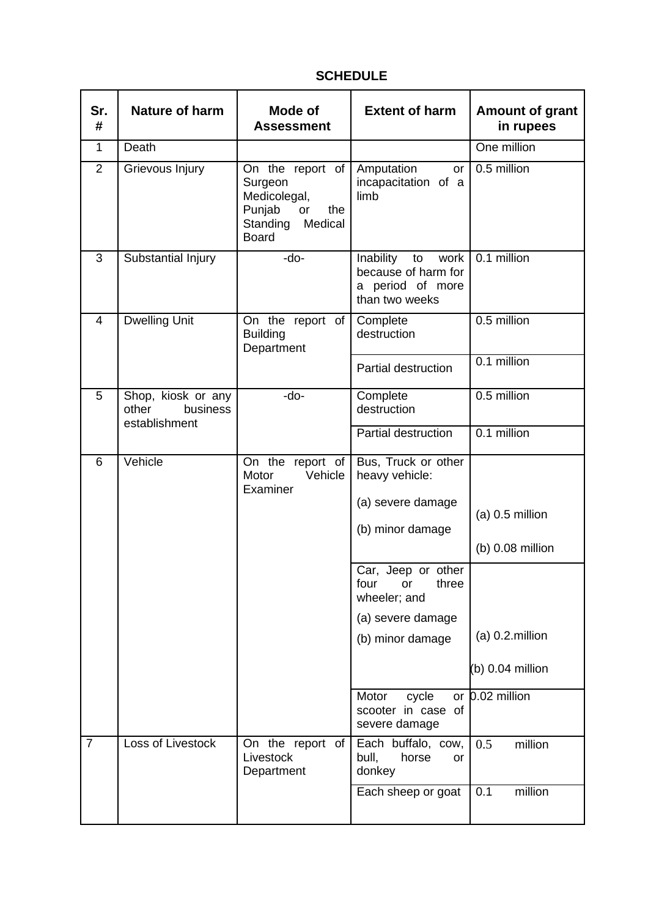**SCHEDULE**

| Sr. # | Nature of harm | Mode of Assessment | Extent of harm | Amount of grant in rupees |
|---|---|---|---|---|
| 1 | Death | | | One million |
| 2 | Grievous Injury | On the report of Surgeon Medicolegal, Punjab or the Standing Medical Board | Amputation or incapacitation of a limb | 0.5 million |
| 3 | Substantial Injury | -do- | Inability to work because of harm for a period of more than two weeks | 0.1 million |
| 4 | Dwelling Unit | On the report of Building Department | Complete destruction | 0.5 million |
| | | | Partial destruction | 0.1 million |
| 5 | Shop, kiosk or any other business establishment | -do- | Complete destruction | 0.5 million |
| | | | Partial destruction | 0.1 million |
| 6 | Vehicle | On the report of Motor Vehicle Examiner | Bus, Truck or other heavy vehicle:<br>(a) severe damage<br>(b) minor damage | (a) 0.5 million<br>(b) 0.08 million |
| | | | Car, Jeep or other four or three wheeler; and<br>(a) severe damage<br>(b) minor damage | (a) 0.2.million<br>(b) 0.04 million |
| | | | Motor cycle or scooter in case of severe damage | 0.02 million |
| 7 | Loss of Livestock | On the report of Livestock Department | Each buffalo, cow, bull, horse or donkey | 0.5 million |
| | | | Each sheep or goat | 0.1 million |